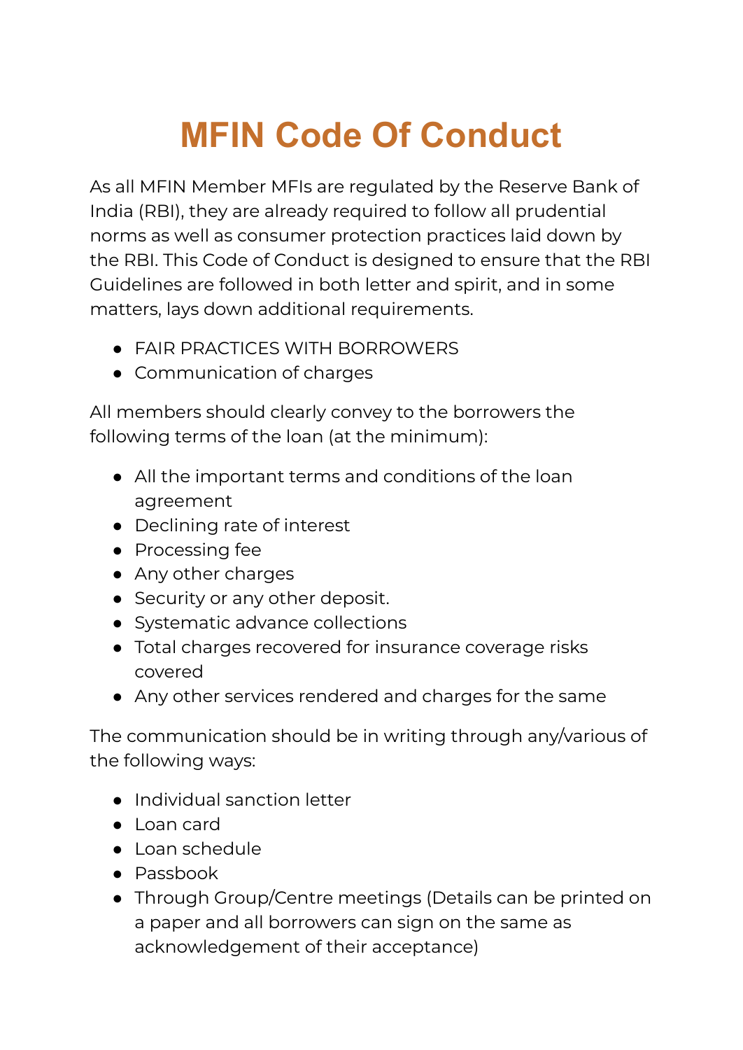# MFIN Code Of Conduct

As all MFIN Member MFIs are regulated by the Reserve Bank of India (RBI), they are already required to follow all prudential norms as well as consumer protection practices laid down by the RBI. This Code of Conduct is designed to ensure that the RBI Guidelines are followed in both letter and spirit, and in some matters, lays down additional requirements.

- FAIR PRACTICES WITH BORROWERS
- Communication of charges

All members should clearly convey to the borrowers the following terms of the loan (at the minimum):

- All the important terms and conditions of the loan agreement
- Declining rate of interest
- Processing fee
- Any other charges
- Security or any other deposit.
- Systematic advance collections
- Total charges recovered for insurance coverage risks covered
- Any other services rendered and charges for the same

The communication should be in writing through any/various of the following ways:

- Individual sanction letter
- Loan card
- Loan schedule
- Passbook
- Through Group/Centre meetings (Details can be printed on a paper and all borrowers can sign on the same as acknowledgement of their acceptance)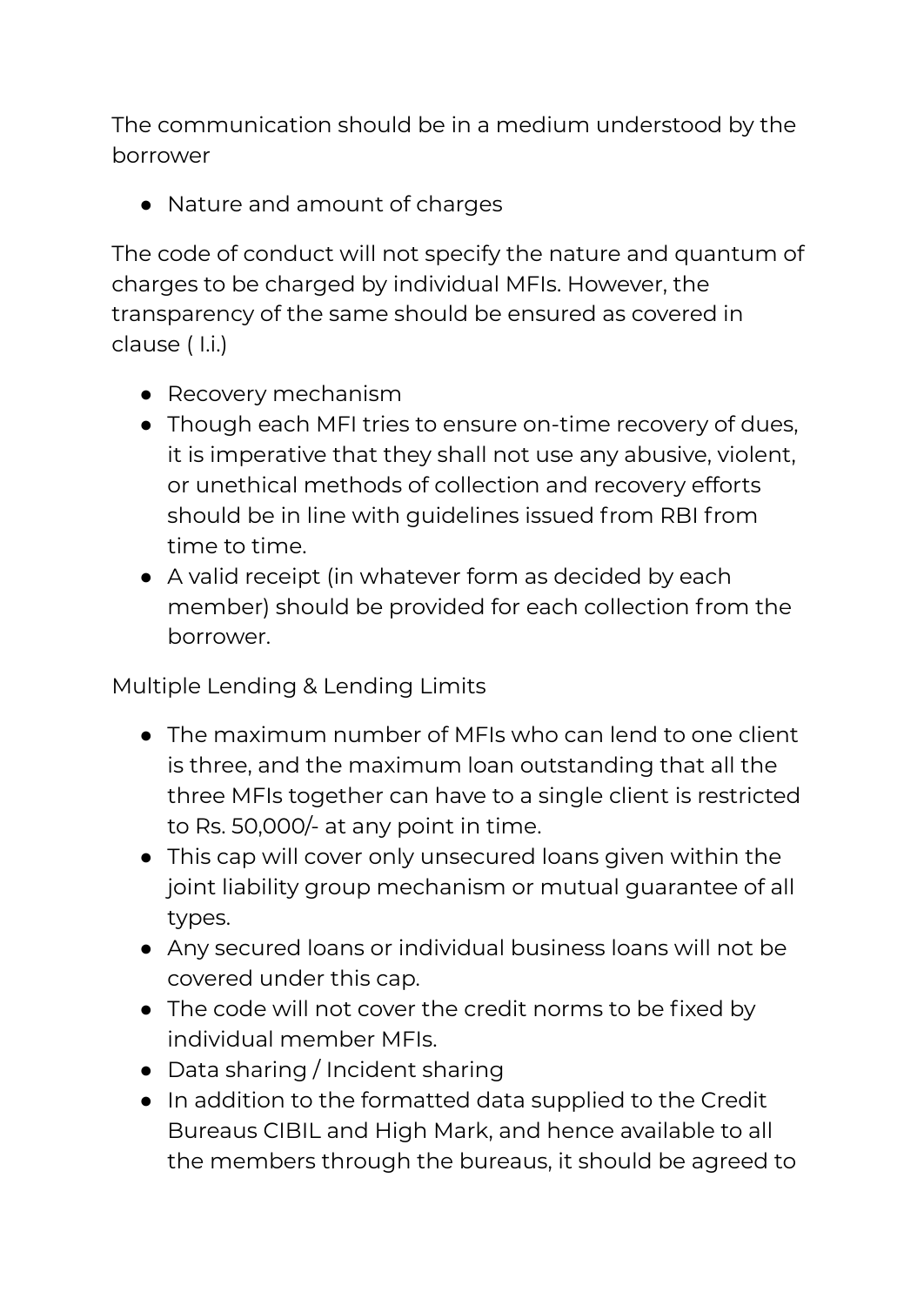The communication should be in a medium understood by the borrower

- Nature and amount of charges

The code of conduct will not specify the nature and quantum of charges to be charged by individual MFIs. However, the transparency of the same should be ensured as covered in clause ( I.i.)

- Recovery mechanism
- Though each MFI tries to ensure on-time recovery of dues, it is imperative that they shall not use any abusive, violent, or unethical methods of collection and recovery efforts should be in line with guidelines issued from RBI from time to time.
- A valid receipt (in whatever form as decided by each member) should be provided for each collection from the borrower.

Multiple Lending & Lending Limits

- The maximum number of MFIs who can lend to one client is three, and the maximum loan outstanding that all the three MFIs together can have to a single client is restricted to Rs. 50,000/- at any point in time.
- This cap will cover only unsecured loans given within the joint liability group mechanism or mutual guarantee of all types.
- Any secured loans or individual business loans will not be covered under this cap.
- The code will not cover the credit norms to be fixed by individual member MFIs.
- Data sharing / Incident sharing
- In addition to the formatted data supplied to the Credit Bureaus CIBIL and High Mark, and hence available to all the members through the bureaus, it should be agreed to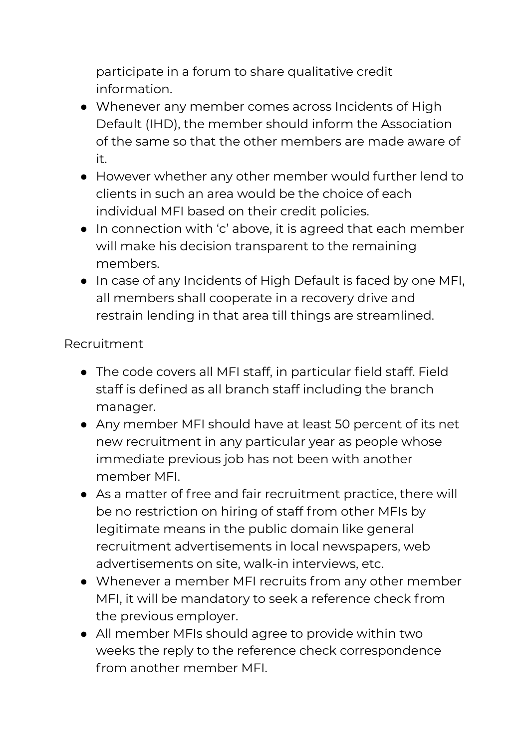participate in a forum to share qualitative credit information.

- Whenever any member comes across Incidents of High Default (IHD), the member should inform the Association of the same so that the other members are made aware of it.
- However whether any other member would further lend to clients in such an area would be the choice of each individual MFI based on their credit policies.
- In connection with ‘c’ above, it is agreed that each member will make his decision transparent to the remaining members.
- In case of any Incidents of High Default is faced by one MFI, all members shall cooperate in a recovery drive and restrain lending in that area till things are streamlined.

Recruitment

- The code covers all MFI staff, in particular field staff. Field staff is defined as all branch staff including the branch manager.
- Any member MFI should have at least 50 percent of its net new recruitment in any particular year as people whose immediate previous job has not been with another member MFI.
- As a matter of free and fair recruitment practice, there will be no restriction on hiring of staff from other MFIs by legitimate means in the public domain like general recruitment advertisements in local newspapers, web advertisements on site, walk-in interviews, etc.
- Whenever a member MFI recruits from any other member MFI, it will be mandatory to seek a reference check from the previous employer.
- All member MFIs should agree to provide within two weeks the reply to the reference check correspondence from another member MFI.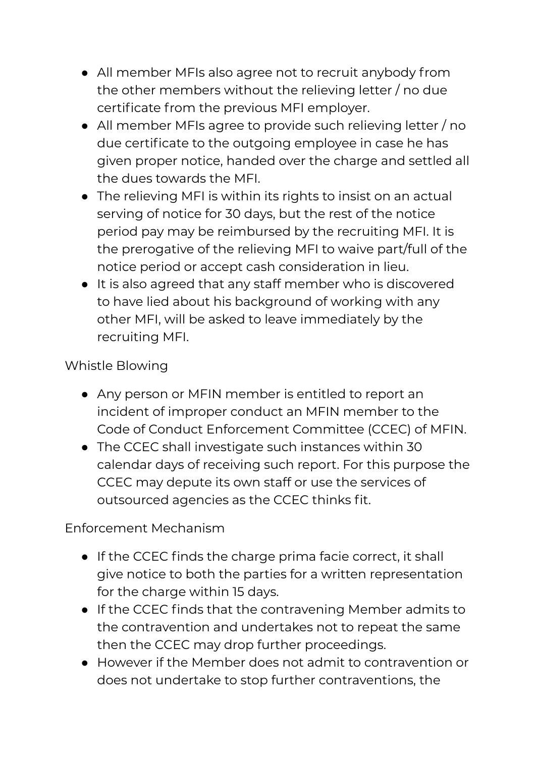- All member MFIs also agree not to recruit anybody from the other members without the relieving letter / no due certificate from the previous MFI employer.
- All member MFIs agree to provide such relieving letter / no due certificate to the outgoing employee in case he has given proper notice, handed over the charge and settled all the dues towards the MFI.
- The relieving MFI is within its rights to insist on an actual serving of notice for 30 days, but the rest of the notice period pay may be reimbursed by the recruiting MFI. It is the prerogative of the relieving MFI to waive part/full of the notice period or accept cash consideration in lieu.
- It is also agreed that any staff member who is discovered to have lied about his background of working with any other MFI, will be asked to leave immediately by the recruiting MFI.

## Whistle Blowing

- Any person or MFIN member is entitled to report an incident of improper conduct an MFIN member to the Code of Conduct Enforcement Committee (CCEC) of MFIN.
- The CCEC shall investigate such instances within 30 calendar days of receiving such report. For this purpose the CCEC may depute its own staff or use the services of outsourced agencies as the CCEC thinks fit.

## Enforcement Mechanism

- If the CCEC finds the charge prima facie correct, it shall give notice to both the parties for a written representation for the charge within 15 days.
- If the CCEC finds that the contravening Member admits to the contravention and undertakes not to repeat the same then the CCEC may drop further proceedings.
- However if the Member does not admit to contravention or does not undertake to stop further contraventions, the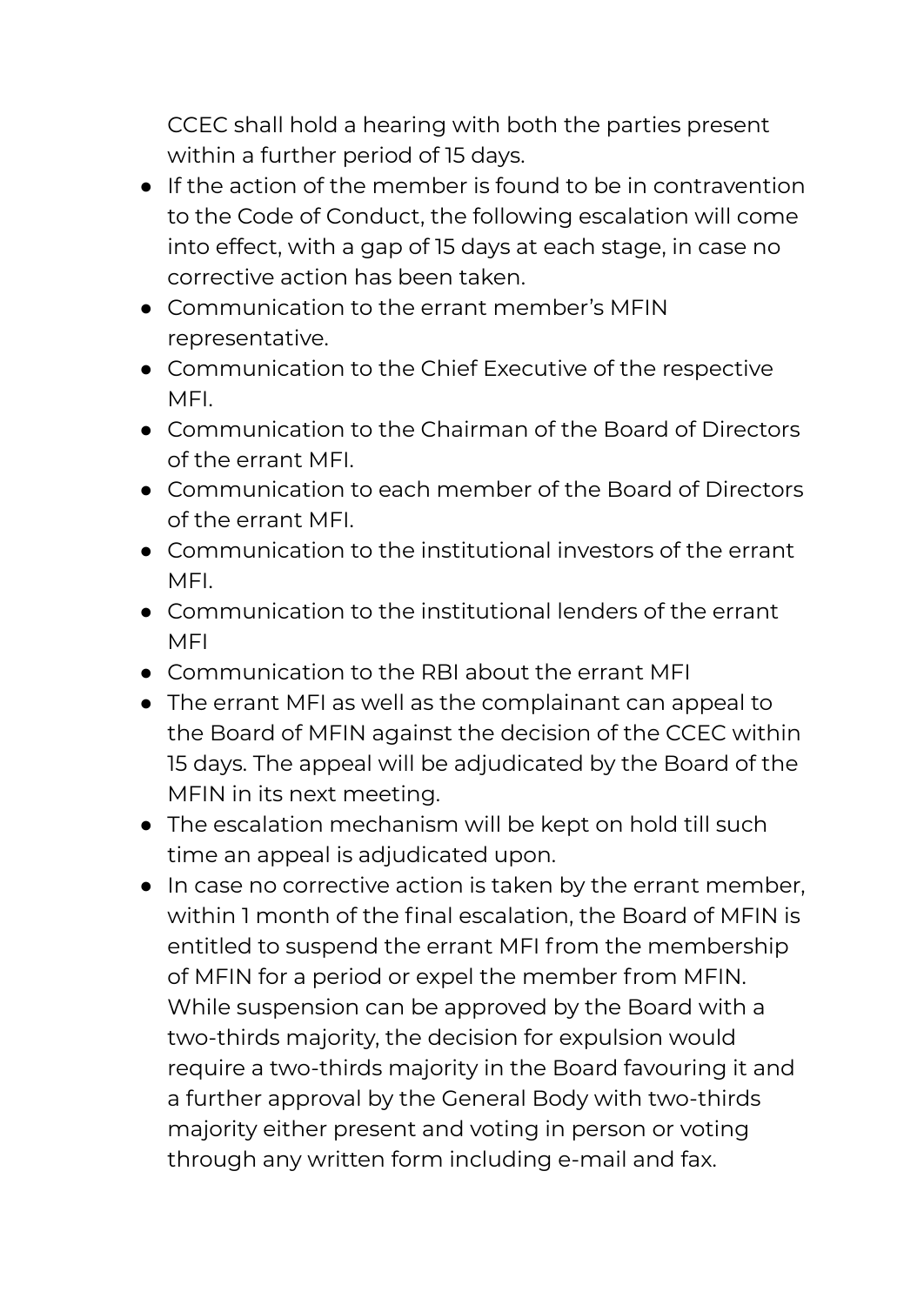CCEC shall hold a hearing with both the parties present within a further period of 15 days.

- If the action of the member is found to be in contravention to the Code of Conduct, the following escalation will come into effect, with a gap of 15 days at each stage, in case no corrective action has been taken.
- Communication to the errant member's MFIN representative.
- Communication to the Chief Executive of the respective MFI.
- Communication to the Chairman of the Board of Directors of the errant MFI.
- Communication to each member of the Board of Directors of the errant MFI.
- Communication to the institutional investors of the errant MFI.
- Communication to the institutional lenders of the errant MFI
- Communication to the RBI about the errant MFI
- The errant MFI as well as the complainant can appeal to the Board of MFIN against the decision of the CCEC within 15 days. The appeal will be adjudicated by the Board of the MFIN in its next meeting.
- The escalation mechanism will be kept on hold till such time an appeal is adjudicated upon.
- In case no corrective action is taken by the errant member, within 1 month of the final escalation, the Board of MFIN is entitled to suspend the errant MFI from the membership of MFIN for a period or expel the member from MFIN. While suspension can be approved by the Board with a two-thirds majority, the decision for expulsion would require a two-thirds majority in the Board favouring it and a further approval by the General Body with two-thirds majority either present and voting in person or voting through any written form including e-mail and fax.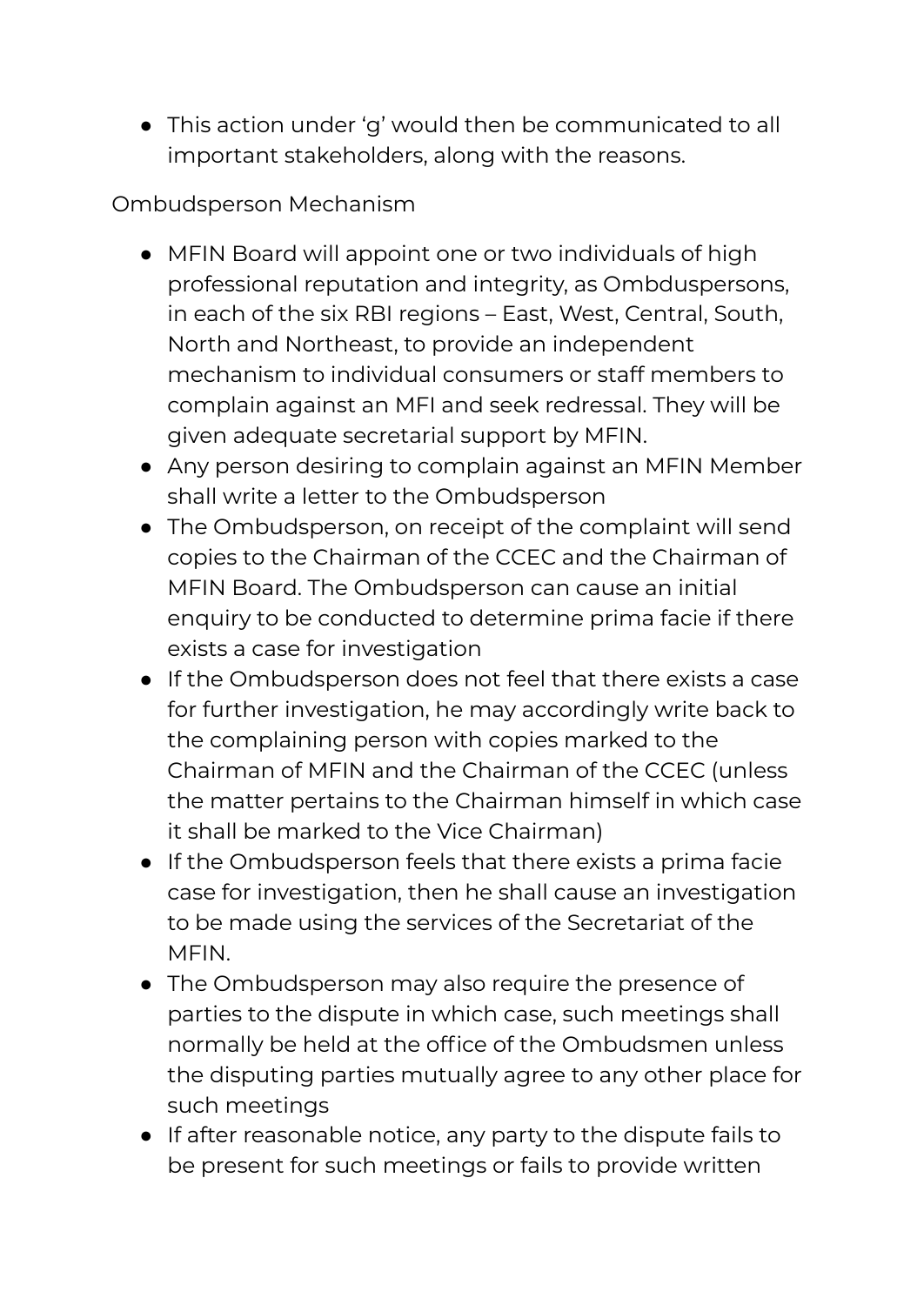- This action under 'g' would then be communicated to all important stakeholders, along with the reasons.

Ombudsperson Mechanism

- MFIN Board will appoint one or two individuals of high professional reputation and integrity, as Ombduspersons, in each of the six RBI regions – East, West, Central, South, North and Northeast, to provide an independent mechanism to individual consumers or staff members to complain against an MFI and seek redressal. They will be given adequate secretarial support by MFIN.
- Any person desiring to complain against an MFIN Member shall write a letter to the Ombudsperson
- The Ombudsperson, on receipt of the complaint will send copies to the Chairman of the CCEC and the Chairman of MFIN Board. The Ombudsperson can cause an initial enquiry to be conducted to determine prima facie if there exists a case for investigation
- If the Ombudsperson does not feel that there exists a case for further investigation, he may accordingly write back to the complaining person with copies marked to the Chairman of MFIN and the Chairman of the CCEC (unless the matter pertains to the Chairman himself in which case it shall be marked to the Vice Chairman)
- If the Ombudsperson feels that there exists a prima facie case for investigation, then he shall cause an investigation to be made using the services of the Secretariat of the MFIN.
- The Ombudsperson may also require the presence of parties to the dispute in which case, such meetings shall normally be held at the office of the Ombudsmen unless the disputing parties mutually agree to any other place for such meetings
- If after reasonable notice, any party to the dispute fails to be present for such meetings or fails to provide written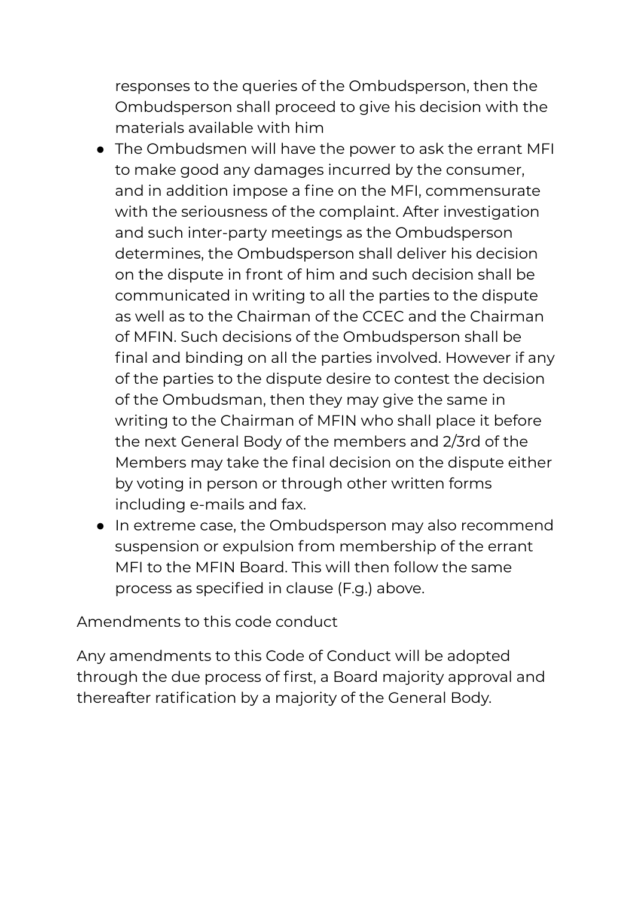responses to the queries of the Ombudsperson, then the Ombudsperson shall proceed to give his decision with the materials available with him

- The Ombudsmen will have the power to ask the errant MFI to make good any damages incurred by the consumer, and in addition impose a fine on the MFI, commensurate with the seriousness of the complaint. After investigation and such inter-party meetings as the Ombudsperson determines, the Ombudsperson shall deliver his decision on the dispute in front of him and such decision shall be communicated in writing to all the parties to the dispute as well as to the Chairman of the CCEC and the Chairman of MFIN. Such decisions of the Ombudsperson shall be final and binding on all the parties involved. However if any of the parties to the dispute desire to contest the decision of the Ombudsman, then they may give the same in writing to the Chairman of MFIN who shall place it before the next General Body of the members and 2/3rd of the Members may take the final decision on the dispute either by voting in person or through other written forms including e-mails and fax.
- In extreme case, the Ombudsperson may also recommend suspension or expulsion from membership of the errant MFI to the MFIN Board. This will then follow the same process as specified in clause (F.g.) above.

Amendments to this code conduct

Any amendments to this Code of Conduct will be adopted through the due process of first, a Board majority approval and thereafter ratification by a majority of the General Body.